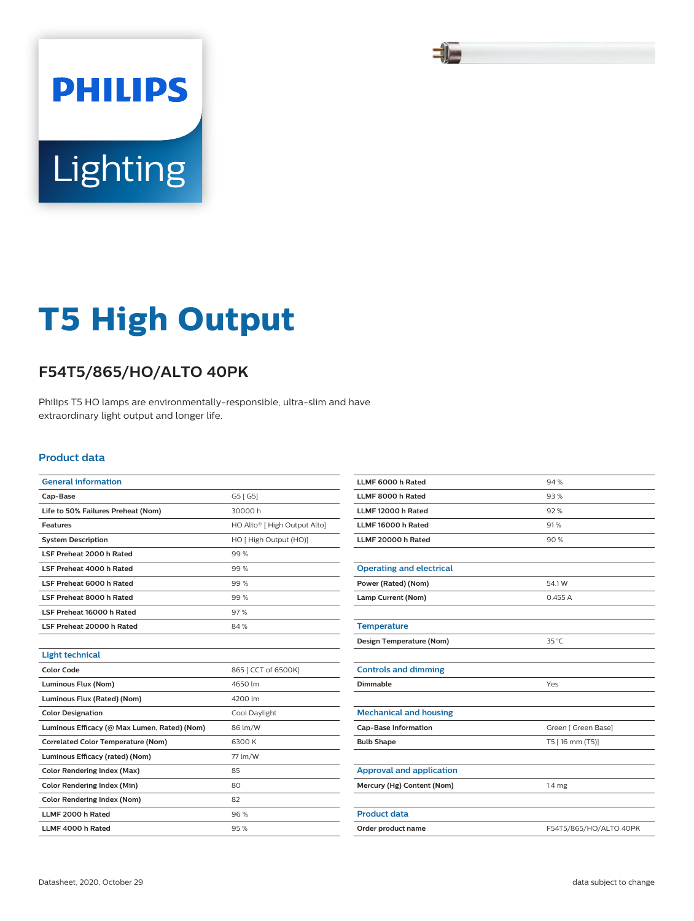# T5 High Output

## F54T5/865/HO/ALTO 40PK

Philips T5 HO lamps are environmentally-responsible, ultra-slim and have extraordinary light output and longer life.

### Product data

| General information | |
|---|---|
| Cap-Base | G5 [ G5] |
| Life to 50% Failures Preheat (Nom) | 30000 h |
| Features | HO Alto® [ High Output Alto] |
| System Description | HO [ High Output (HO)] |
| LSF Preheat 2000 h Rated | 99 % |
| LSF Preheat 4000 h Rated | 99 % |
| LSF Preheat 6000 h Rated | 99 % |
| LSF Preheat 8000 h Rated | 99 % |
| LSF Preheat 16000 h Rated | 97 % |
| LSF Preheat 20000 h Rated | 84 % |

| Light technical | |
|---|---|
| Color Code | 865 [ CCT of 6500K] |
| Luminous Flux (Nom) | 4650 lm |
| Luminous Flux (Rated) (Nom) | 4200 lm |
| Color Designation | Cool Daylight |
| Luminous Efficacy (@ Max Lumen, Rated) (Nom) | 86 lm/W |
| Correlated Color Temperature (Nom) | 6300 K |
| Luminous Efficacy (rated) (Nom) | 77 lm/W |
| Color Rendering Index (Max) | 85 |
| Color Rendering Index (Min) | 80 |
| Color Rendering Index (Nom) | 82 |
| LLMF 2000 h Rated | 96 % |
| LLMF 4000 h Rated | 95 % |
| LLMF 6000 h Rated | 94 % |
| LLMF 8000 h Rated | 93 % |
| LLMF 12000 h Rated | 92 % |
| LLMF 16000 h Rated | 91 % |
| LLMF 20000 h Rated | 90 % |

| Operating and electrical | |
|---|---|
| Power (Rated) (Nom) | 54.1 W |
| Lamp Current (Nom) | 0.455 A |

| Temperature | |
|---|---|
| Design Temperature (Nom) | 35 °C |

| Controls and dimming | |
|---|---|
| Dimmable | Yes |

| Mechanical and housing | |
|---|---|
| Cap-Base Information | Green [ Green Base] |
| Bulb Shape | T5 [ 16 mm (T5)] |

| Approval and application | |
|---|---|
| Mercury (Hg) Content (Nom) | 1.4 mg |

| Product data | |
|---|---|
| Order product name | F54T5/865/HO/ALTO 40PK |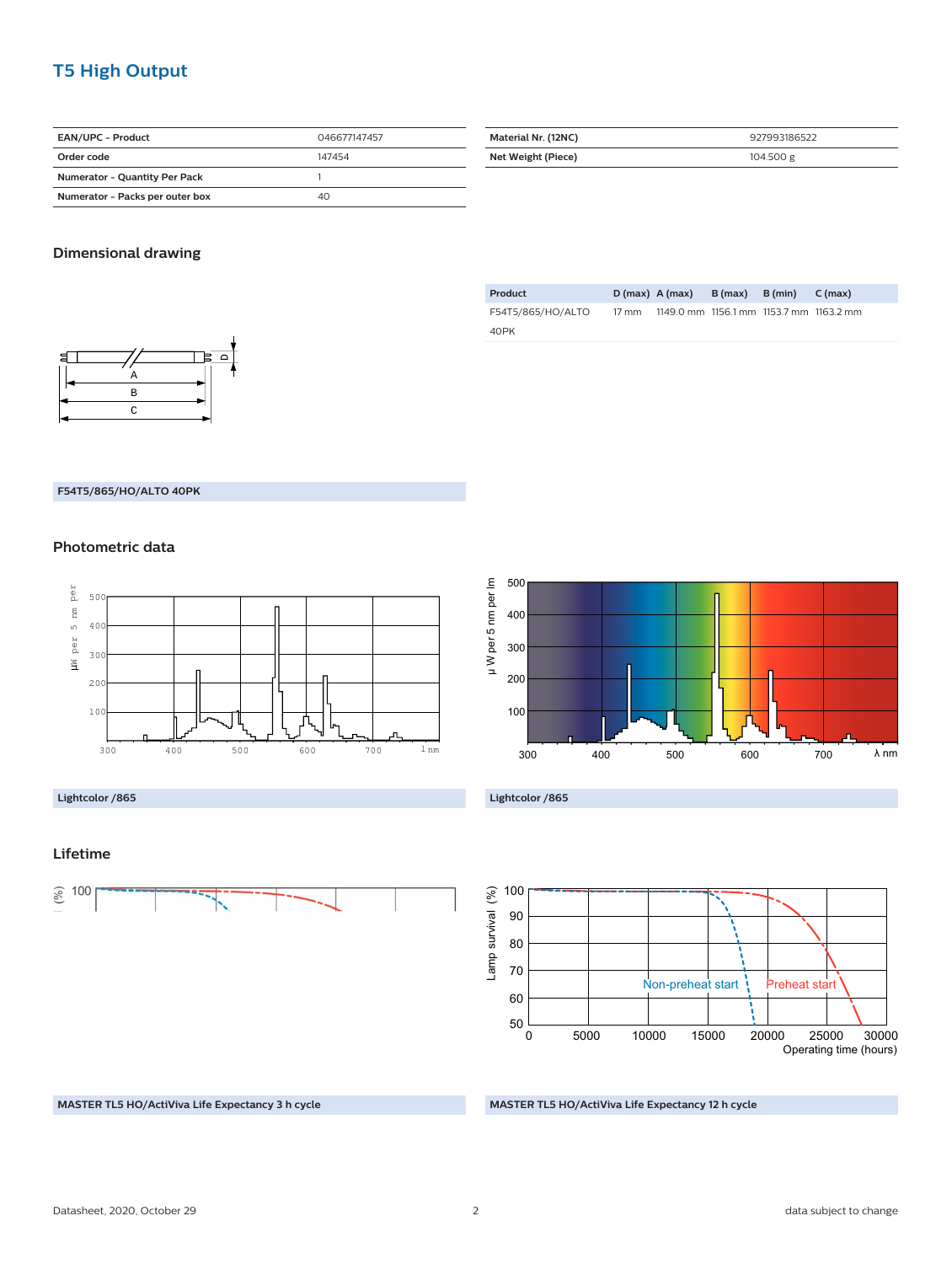## T5 High Output

| EAN/UPC - Product | 046677147457 |
|---|---|
| Order code | 147454 |
| Numerator - Quantity Per Pack | 1 |
| Numerator - Packs per outer box | 40 |

| Material Nr. (12NC) | 927993186522 |
|---|---|
| Net Weight (Piece) | 104.500 g |

### Dimensional drawing

| Product | D (max) | A (max) | B (max) | B (min) | C (max) |
|---|---|---|---|---|---|
| F54T5/865/HO/ALTO 40PK | 17 mm | 1149.0 mm | 1156.1 mm | 1153.7 mm | 1163.2 mm |

F54T5/865/HO/ALTO 40PK

### Photometric data

Lightcolor /865

Lightcolor /865

### Lifetime

MASTER TL5 HO/ActiViva Life Expectancy 3 h cycle

MASTER TL5 HO/ActiViva Life Expectancy 12 h cycle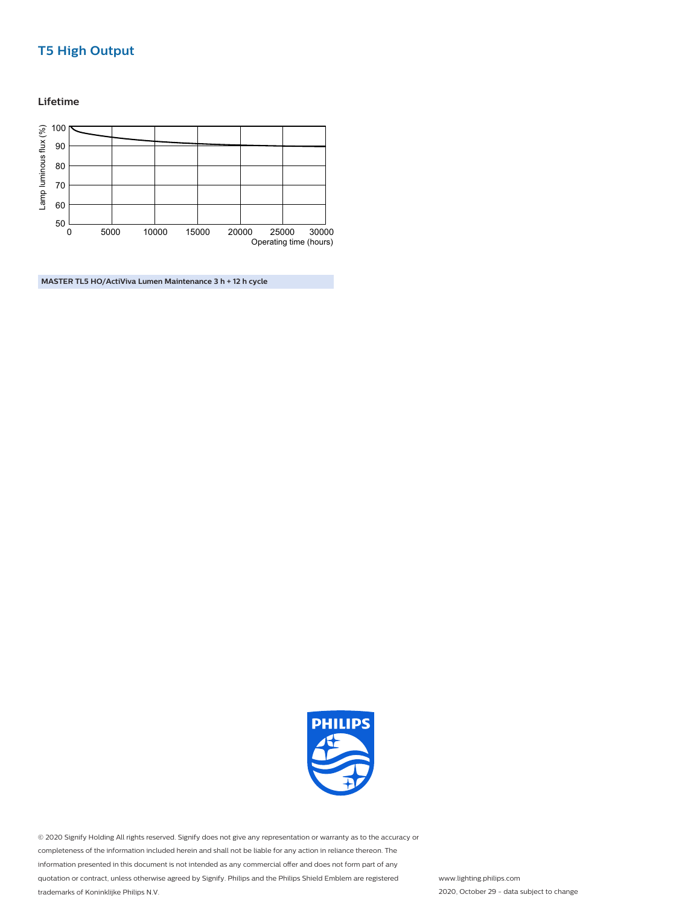## T5 High Output

### Lifetime

Lamp luminous flux (%)

100
90
80
70
60
50

0 5000 10000 15000 20000 25000 30000

Operating time (hours)

**MASTER TL5 HO/ActiViva Lumen Maintenance 3 h + 12 h cycle**

© 2020 Signify Holding All rights reserved. Signify does not give any representation or warranty as to the accuracy or completeness of the information included herein and shall not be liable for any action in reliance thereon. The information presented in this document is not intended as any commercial offer and does not form part of any quotation or contract, unless otherwise agreed by Signify. Philips and the Philips Shield Emblem are registered trademarks of Koninklijke Philips N.V.

www.lighting.philips.com

2020, October 29 - data subject to change